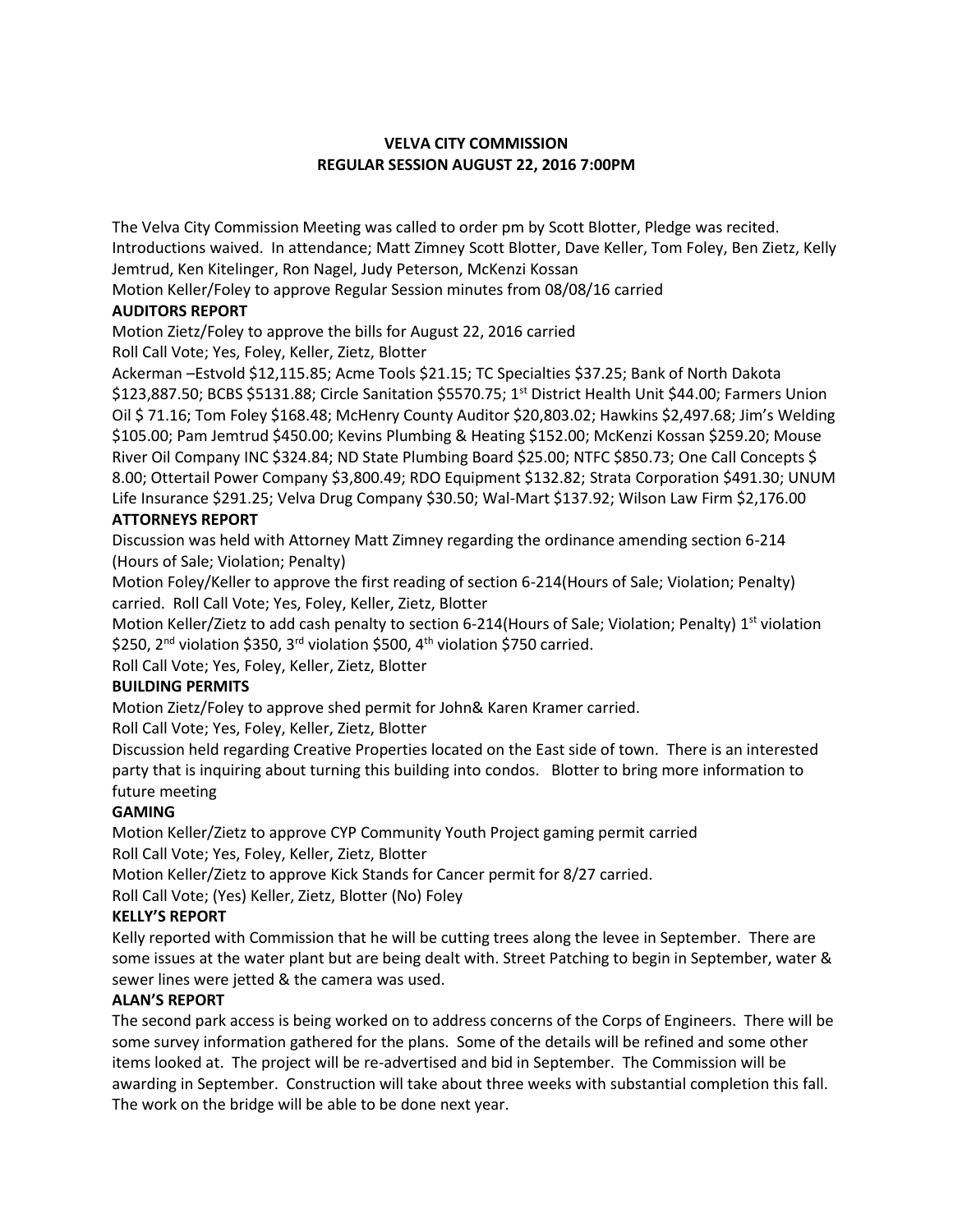# VELVA CITY COMMISSION
## REGULAR SESSION AUGUST 22, 2016 7:00PM

The Velva City Commission Meeting was called to order pm by Scott Blotter, Pledge was recited. Introductions waived. In attendance; Matt Zimney Scott Blotter, Dave Keller, Tom Foley, Ben Zietz, Kelly Jemtrud, Ken Kitelinger, Ron Nagel, Judy Peterson, McKenzi Kossan

Motion Keller/Foley to approve Regular Session minutes from 08/08/16 carried

**AUDITORS REPORT**

Motion Zietz/Foley to approve the bills for August 22, 2016 carried

Roll Call Vote; Yes, Foley, Keller, Zietz, Blotter

Ackerman –Estvold $12,115.85; Acme Tools $21.15; TC Specialties $37.25; Bank of North Dakota $123,887.50; BCBS $5131.88; Circle Sanitation $5570.75; 1st District Health Unit $44.00; Farmers Union Oil $ 71.16; Tom Foley $168.48; McHenry County Auditor $20,803.02; Hawkins $2,497.68; Jim's Welding $105.00; Pam Jemtrud $450.00; Kevins Plumbing & Heating $152.00; McKenzi Kossan $259.20; Mouse River Oil Company INC $324.84; ND State Plumbing Board $25.00; NTFC $850.73; One Call Concepts $ 8.00; Ottertail Power Company $3,800.49; RDO Equipment $132.82; Strata Corporation $491.30; UNUM Life Insurance $291.25; Velva Drug Company $30.50; Wal-Mart $137.92; Wilson Law Firm $2,176.00

**ATTORNEYS REPORT**

Discussion was held with Attorney Matt Zimney regarding the ordinance amending section 6-214 (Hours of Sale; Violation; Penalty)

Motion Foley/Keller to approve the first reading of section 6-214(Hours of Sale; Violation; Penalty) carried. Roll Call Vote; Yes, Foley, Keller, Zietz, Blotter

Motion Keller/Zietz to add cash penalty to section 6-214(Hours of Sale; Violation; Penalty) 1st violation $250, 2nd violation $350, 3rd violation $500, 4th violation $750 carried.

Roll Call Vote; Yes, Foley, Keller, Zietz, Blotter

**BUILDING PERMITS**

Motion Zietz/Foley to approve shed permit for John& Karen Kramer carried.

Roll Call Vote; Yes, Foley, Keller, Zietz, Blotter

Discussion held regarding Creative Properties located on the East side of town. There is an interested party that is inquiring about turning this building into condos. Blotter to bring more information to future meeting

**GAMING**

Motion Keller/Zietz to approve CYP Community Youth Project gaming permit carried

Roll Call Vote; Yes, Foley, Keller, Zietz, Blotter

Motion Keller/Zietz to approve Kick Stands for Cancer permit for 8/27 carried.

Roll Call Vote; (Yes) Keller, Zietz, Blotter (No) Foley

**KELLY'S REPORT**

Kelly reported with Commission that he will be cutting trees along the levee in September. There are some issues at the water plant but are being dealt with. Street Patching to begin in September, water & sewer lines were jetted & the camera was used.

**ALAN'S REPORT**

The second park access is being worked on to address concerns of the Corps of Engineers. There will be some survey information gathered for the plans. Some of the details will be refined and some other items looked at. The project will be re-advertised and bid in September. The Commission will be awarding in September. Construction will take about three weeks with substantial completion this fall. The work on the bridge will be able to be done next year.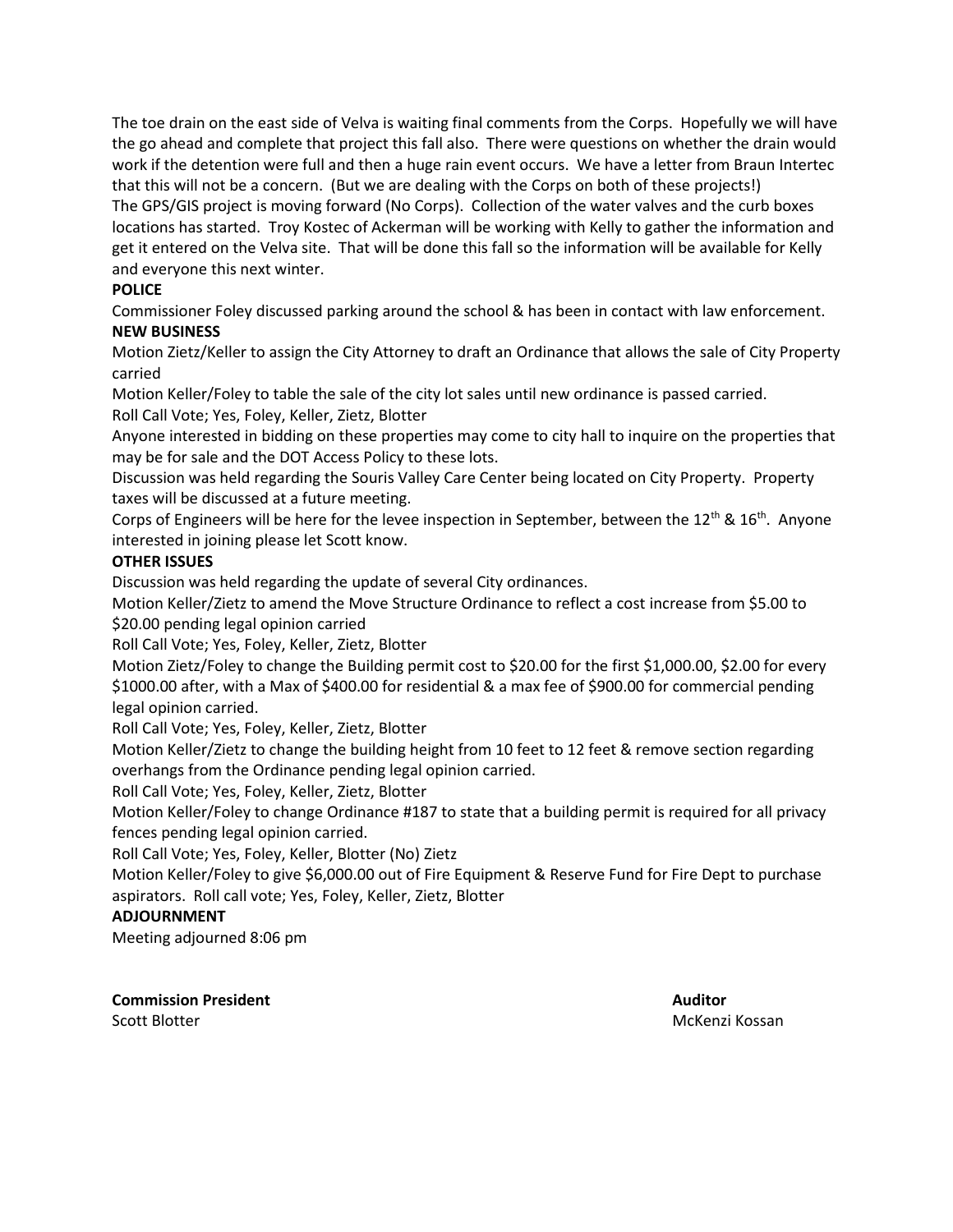The toe drain on the east side of Velva is waiting final comments from the Corps. Hopefully we will have the go ahead and complete that project this fall also. There were questions on whether the drain would work if the detention were full and then a huge rain event occurs. We have a letter from Braun Intertec that this will not be a concern. (But we are dealing with the Corps on both of these projects!)
The GPS/GIS project is moving forward (No Corps). Collection of the water valves and the curb boxes locations has started. Troy Kostec of Ackerman will be working with Kelly to gather the information and get it entered on the Velva site. That will be done this fall so the information will be available for Kelly and everyone this next winter.

**POLICE**

Commissioner Foley discussed parking around the school & has been in contact with law enforcement.

**NEW BUSINESS**

Motion Zietz/Keller to assign the City Attorney to draft an Ordinance that allows the sale of City Property carried

Motion Keller/Foley to table the sale of the city lot sales until new ordinance is passed carried.

Roll Call Vote; Yes, Foley, Keller, Zietz, Blotter

Anyone interested in bidding on these properties may come to city hall to inquire on the properties that may be for sale and the DOT Access Policy to these lots.

Discussion was held regarding the Souris Valley Care Center being located on City Property. Property taxes will be discussed at a future meeting.

Corps of Engineers will be here for the levee inspection in September, between the 12th & 16th. Anyone interested in joining please let Scott know.

**OTHER ISSUES**

Discussion was held regarding the update of several City ordinances.

Motion Keller/Zietz to amend the Move Structure Ordinance to reflect a cost increase from $5.00 to $20.00 pending legal opinion carried

Roll Call Vote; Yes, Foley, Keller, Zietz, Blotter

Motion Zietz/Foley to change the Building permit cost to $20.00 for the first $1,000.00, $2.00 for every $1000.00 after, with a Max of $400.00 for residential & a max fee of $900.00 for commercial pending legal opinion carried.

Roll Call Vote; Yes, Foley, Keller, Zietz, Blotter

Motion Keller/Zietz to change the building height from 10 feet to 12 feet & remove section regarding overhangs from the Ordinance pending legal opinion carried.

Roll Call Vote; Yes, Foley, Keller, Zietz, Blotter

Motion Keller/Foley to change Ordinance #187 to state that a building permit is required for all privacy fences pending legal opinion carried.

Roll Call Vote; Yes, Foley, Keller, Blotter (No) Zietz

Motion Keller/Foley to give $6,000.00 out of Fire Equipment & Reserve Fund for Fire Dept to purchase aspirators. Roll call vote; Yes, Foley, Keller, Zietz, Blotter

**ADJOURNMENT**

Meeting adjourned 8:06 pm

**Commission President**
Scott Blotter

**Auditor**
McKenzi Kossan